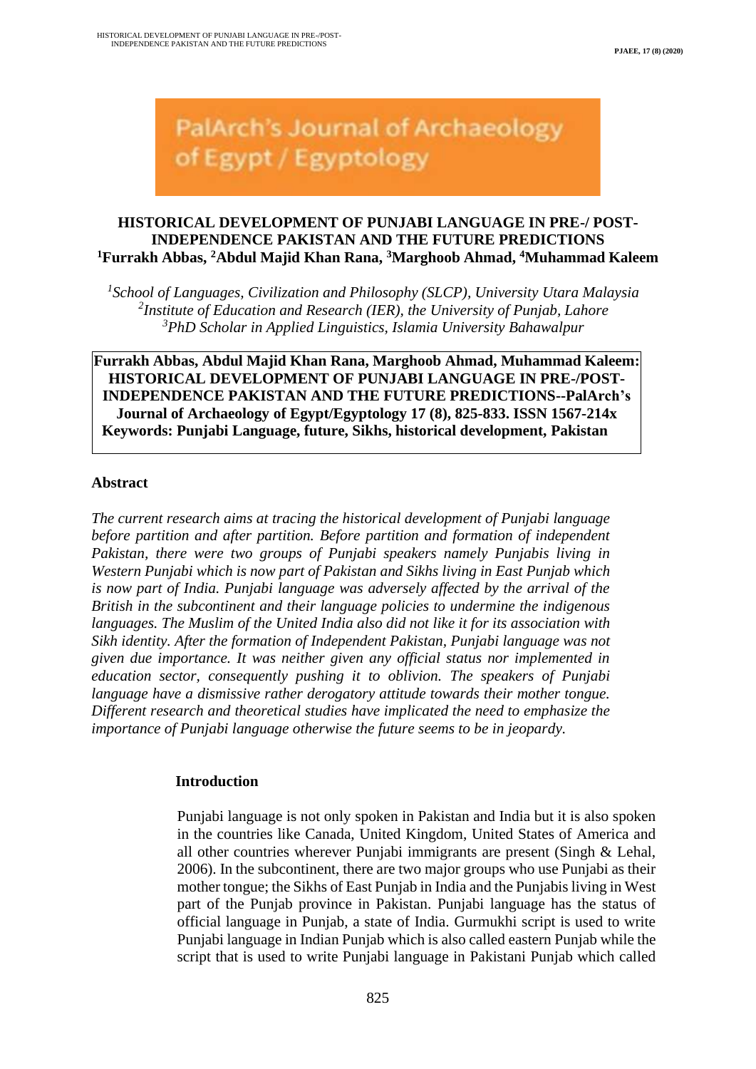PalArch's Journal of Archaeology of Egypt / Egyptology

# HISTORICAL DEVELOPMENT OF PUNJABI LANGUAGE IN PRE-/ POST-INDEPENDENCE PAKISTAN AND THE FUTURE PREDICTIONS

**[1]Furrakh Abbas, [2]Abdul Majid Khan Rana, [3]Marghoob Ahmad, [4]Muhammad Kaleem**

*[1]School of Languages, Civilization and Philosophy (SLCP), University Utara Malaysia*
*[2]Institute of Education and Research (IER), the University of Punjab, Lahore*
*[3]PhD Scholar in Applied Linguistics, Islamia University Bahawalpur*

**Furrakh Abbas, Abdul Majid Khan Rana, Marghoob Ahmad, Muhammad Kaleem: HISTORICAL DEVELOPMENT OF PUNJABI LANGUAGE IN PRE-/POST-INDEPENDENCE PAKISTAN AND THE FUTURE PREDICTIONS--PalArch's Journal of Archaeology of Egypt/Egyptology 17 (8), 825-833. ISSN 1567-214x**
**Keywords: Punjabi Language, future, Sikhs, historical development, Pakistan**

## Abstract

*The current research aims at tracing the historical development of Punjabi language before partition and after partition. Before partition and formation of independent Pakistan, there were two groups of Punjabi speakers namely Punjabis living in Western Punjabi which is now part of Pakistan and Sikhs living in East Punjab which is now part of India. Punjabi language was adversely affected by the arrival of the British in the subcontinent and their language policies to undermine the indigenous languages. The Muslim of the United India also did not like it for its association with Sikh identity. After the formation of Independent Pakistan, Punjabi language was not given due importance. It was neither given any official status nor implemented in education sector, consequently pushing it to oblivion. The speakers of Punjabi language have a dismissive rather derogatory attitude towards their mother tongue. Different research and theoretical studies have implicated the need to emphasize the importance of Punjabi language otherwise the future seems to be in jeopardy.*

## Introduction

Punjabi language is not only spoken in Pakistan and India but it is also spoken in the countries like Canada, United Kingdom, United States of America and all other countries wherever Punjabi immigrants are present (Singh & Lehal, 2006). In the subcontinent, there are two major groups who use Punjabi as their mother tongue; the Sikhs of East Punjab in India and the Punjabis living in West part of the Punjab province in Pakistan. Punjabi language has the status of official language in Punjab, a state of India. Gurmukhi script is used to write Punjabi language in Indian Punjab which is also called eastern Punjab while the script that is used to write Punjabi language in Pakistani Punjab which called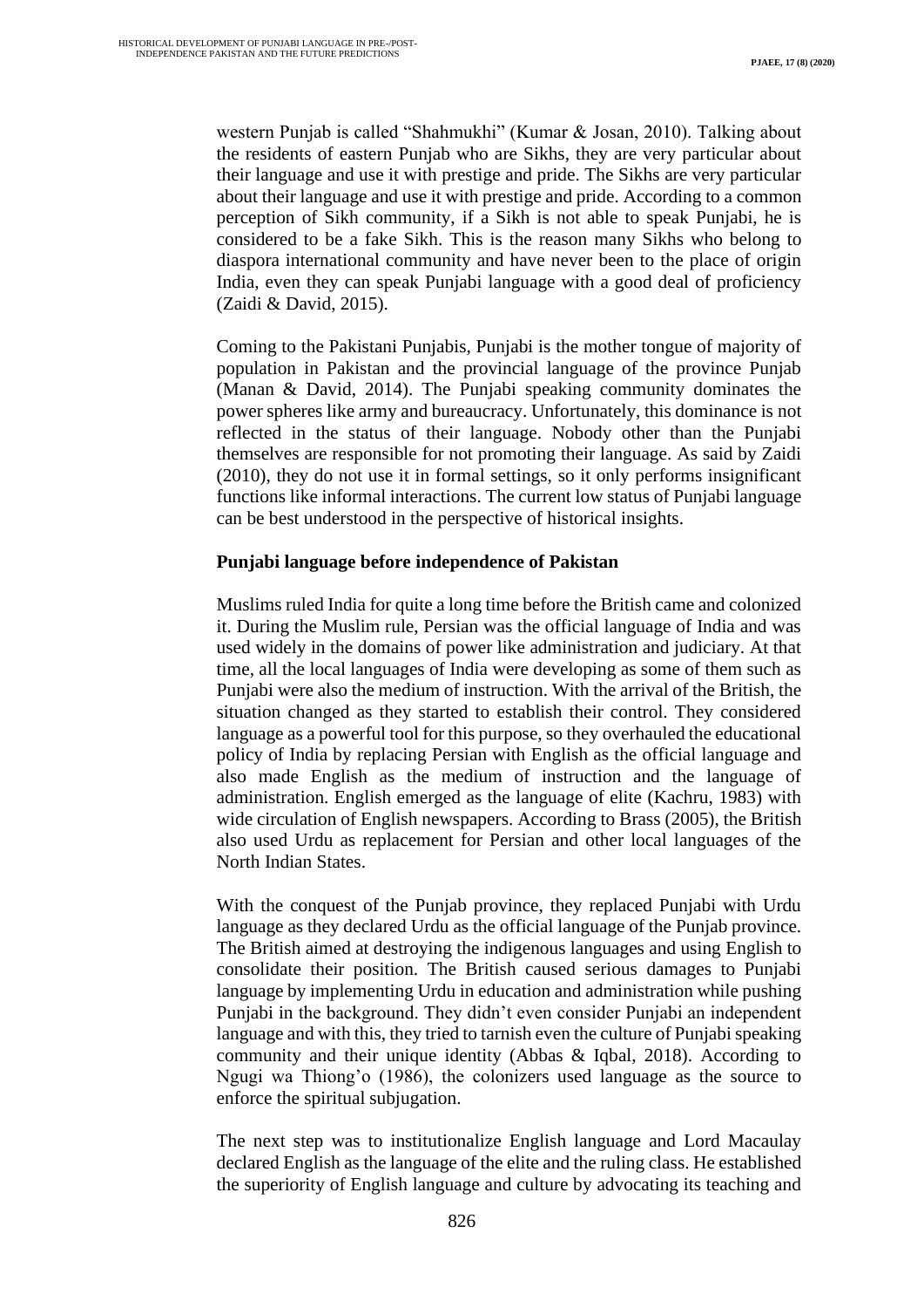western Punjab is called “Shahmukhi” (Kumar & Josan, 2010). Talking about the residents of eastern Punjab who are Sikhs, they are very particular about their language and use it with prestige and pride. The Sikhs are very particular about their language and use it with prestige and pride. According to a common perception of Sikh community, if a Sikh is not able to speak Punjabi, he is considered to be a fake Sikh. This is the reason many Sikhs who belong to diaspora international community and have never been to the place of origin India, even they can speak Punjabi language with a good deal of proficiency (Zaidi & David, 2015).

Coming to the Pakistani Punjabis, Punjabi is the mother tongue of majority of population in Pakistan and the provincial language of the province Punjab (Manan & David, 2014). The Punjabi speaking community dominates the power spheres like army and bureaucracy. Unfortunately, this dominance is not reflected in the status of their language. Nobody other than the Punjabi themselves are responsible for not promoting their language. As said by Zaidi (2010), they do not use it in formal settings, so it only performs insignificant functions like informal interactions. The current low status of Punjabi language can be best understood in the perspective of historical insights.

**Punjabi language before independence of Pakistan**

Muslims ruled India for quite a long time before the British came and colonized it. During the Muslim rule, Persian was the official language of India and was used widely in the domains of power like administration and judiciary. At that time, all the local languages of India were developing as some of them such as Punjabi were also the medium of instruction. With the arrival of the British, the situation changed as they started to establish their control. They considered language as a powerful tool for this purpose, so they overhauled the educational policy of India by replacing Persian with English as the official language and also made English as the medium of instruction and the language of administration. English emerged as the language of elite (Kachru, 1983) with wide circulation of English newspapers. According to Brass (2005), the British also used Urdu as replacement for Persian and other local languages of the North Indian States.

With the conquest of the Punjab province, they replaced Punjabi with Urdu language as they declared Urdu as the official language of the Punjab province. The British aimed at destroying the indigenous languages and using English to consolidate their position. The British caused serious damages to Punjabi language by implementing Urdu in education and administration while pushing Punjabi in the background. They didn’t even consider Punjabi an independent language and with this, they tried to tarnish even the culture of Punjabi speaking community and their unique identity (Abbas & Iqbal, 2018). According to Ngugi wa Thiong’o (1986), the colonizers used language as the source to enforce the spiritual subjugation.

The next step was to institutionalize English language and Lord Macaulay declared English as the language of the elite and the ruling class. He established the superiority of English language and culture by advocating its teaching and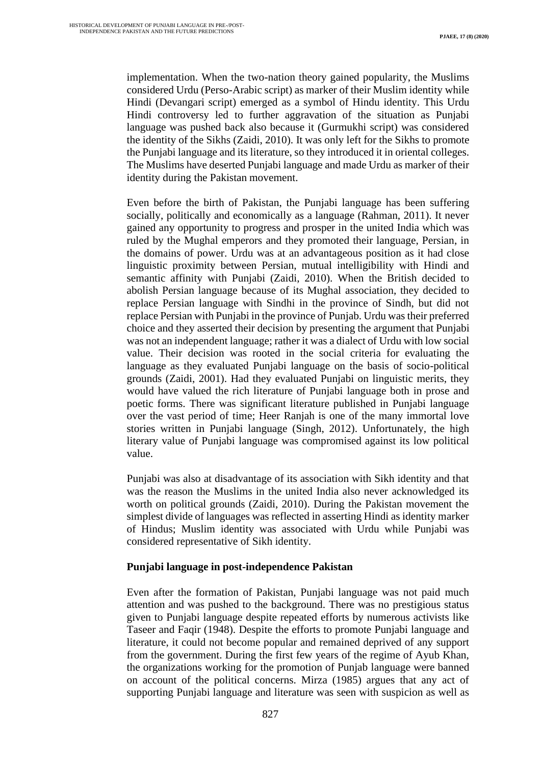implementation. When the two-nation theory gained popularity, the Muslims considered Urdu (Perso-Arabic script) as marker of their Muslim identity while Hindi (Devangari script) emerged as a symbol of Hindu identity. This Urdu Hindi controversy led to further aggravation of the situation as Punjabi language was pushed back also because it (Gurmukhi script) was considered the identity of the Sikhs (Zaidi, 2010). It was only left for the Sikhs to promote the Punjabi language and its literature, so they introduced it in oriental colleges. The Muslims have deserted Punjabi language and made Urdu as marker of their identity during the Pakistan movement.

Even before the birth of Pakistan, the Punjabi language has been suffering socially, politically and economically as a language (Rahman, 2011). It never gained any opportunity to progress and prosper in the united India which was ruled by the Mughal emperors and they promoted their language, Persian, in the domains of power. Urdu was at an advantageous position as it had close linguistic proximity between Persian, mutual intelligibility with Hindi and semantic affinity with Punjabi (Zaidi, 2010). When the British decided to abolish Persian language because of its Mughal association, they decided to replace Persian language with Sindhi in the province of Sindh, but did not replace Persian with Punjabi in the province of Punjab. Urdu was their preferred choice and they asserted their decision by presenting the argument that Punjabi was not an independent language; rather it was a dialect of Urdu with low social value. Their decision was rooted in the social criteria for evaluating the language as they evaluated Punjabi language on the basis of socio-political grounds (Zaidi, 2001). Had they evaluated Punjabi on linguistic merits, they would have valued the rich literature of Punjabi language both in prose and poetic forms. There was significant literature published in Punjabi language over the vast period of time; Heer Ranjah is one of the many immortal love stories written in Punjabi language (Singh, 2012). Unfortunately, the high literary value of Punjabi language was compromised against its low political value.

Punjabi was also at disadvantage of its association with Sikh identity and that was the reason the Muslims in the united India also never acknowledged its worth on political grounds (Zaidi, 2010). During the Pakistan movement the simplest divide of languages was reflected in asserting Hindi as identity marker of Hindus; Muslim identity was associated with Urdu while Punjabi was considered representative of Sikh identity.

**Punjabi language in post-independence Pakistan**

Even after the formation of Pakistan, Punjabi language was not paid much attention and was pushed to the background. There was no prestigious status given to Punjabi language despite repeated efforts by numerous activists like Taseer and Faqir (1948). Despite the efforts to promote Punjabi language and literature, it could not become popular and remained deprived of any support from the government. During the first few years of the regime of Ayub Khan, the organizations working for the promotion of Punjab language were banned on account of the political concerns. Mirza (1985) argues that any act of supporting Punjabi language and literature was seen with suspicion as well as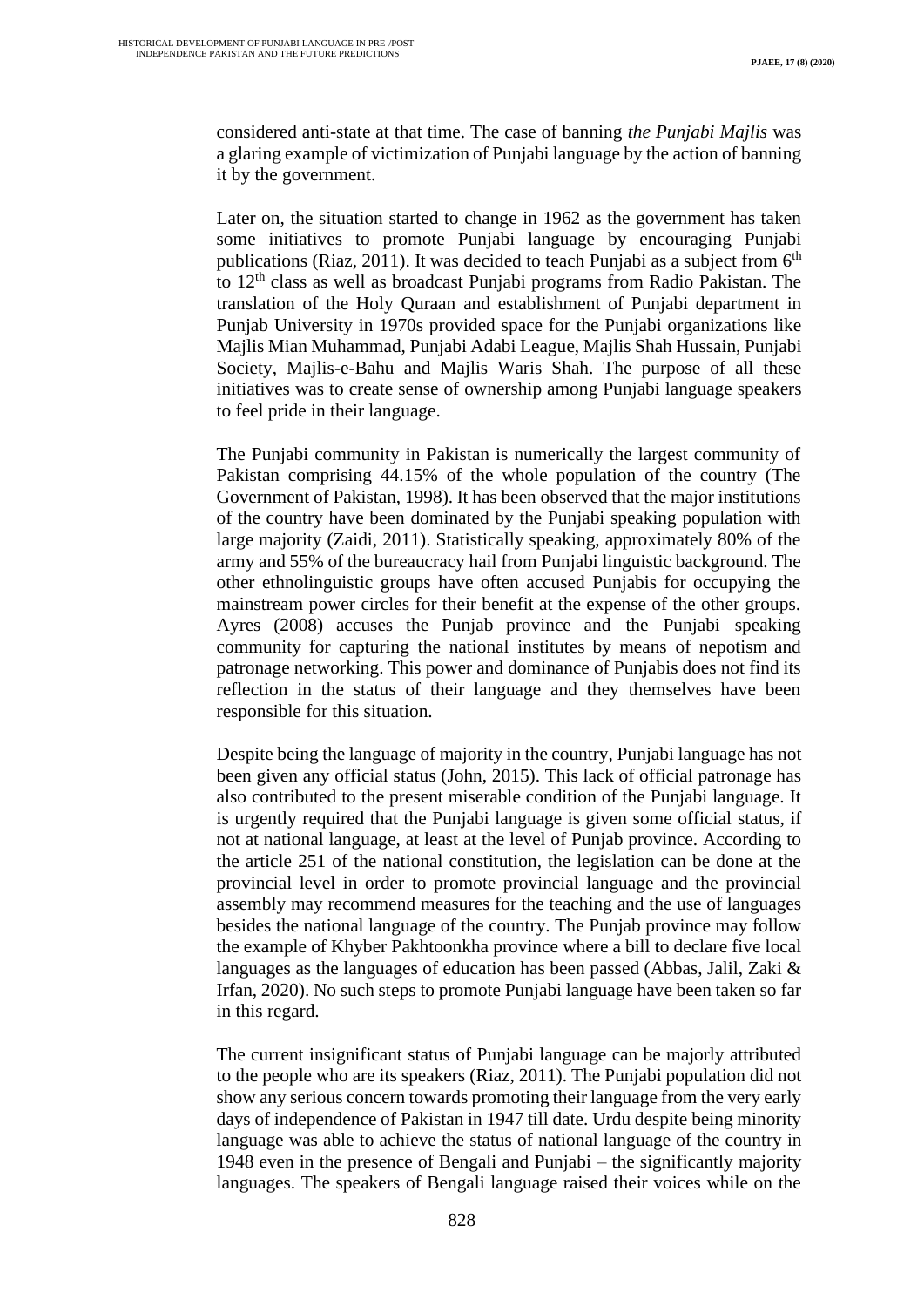considered anti-state at that time. The case of banning *the Punjabi Majlis* was a glaring example of victimization of Punjabi language by the action of banning it by the government.

Later on, the situation started to change in 1962 as the government has taken some initiatives to promote Punjabi language by encouraging Punjabi publications (Riaz, 2011). It was decided to teach Punjabi as a subject from 6th to 12th class as well as broadcast Punjabi programs from Radio Pakistan. The translation of the Holy Quraan and establishment of Punjabi department in Punjab University in 1970s provided space for the Punjabi organizations like Majlis Mian Muhammad, Punjabi Adabi League, Majlis Shah Hussain, Punjabi Society, Majlis-e-Bahu and Majlis Waris Shah. The purpose of all these initiatives was to create sense of ownership among Punjabi language speakers to feel pride in their language.

The Punjabi community in Pakistan is numerically the largest community of Pakistan comprising 44.15% of the whole population of the country (The Government of Pakistan, 1998). It has been observed that the major institutions of the country have been dominated by the Punjabi speaking population with large majority (Zaidi, 2011). Statistically speaking, approximately 80% of the army and 55% of the bureaucracy hail from Punjabi linguistic background. The other ethnolinguistic groups have often accused Punjabis for occupying the mainstream power circles for their benefit at the expense of the other groups. Ayres (2008) accuses the Punjab province and the Punjabi speaking community for capturing the national institutes by means of nepotism and patronage networking. This power and dominance of Punjabis does not find its reflection in the status of their language and they themselves have been responsible for this situation.

Despite being the language of majority in the country, Punjabi language has not been given any official status (John, 2015). This lack of official patronage has also contributed to the present miserable condition of the Punjabi language. It is urgently required that the Punjabi language is given some official status, if not at national language, at least at the level of Punjab province. According to the article 251 of the national constitution, the legislation can be done at the provincial level in order to promote provincial language and the provincial assembly may recommend measures for the teaching and the use of languages besides the national language of the country. The Punjab province may follow the example of Khyber Pakhtoonkha province where a bill to declare five local languages as the languages of education has been passed (Abbas, Jalil, Zaki & Irfan, 2020). No such steps to promote Punjabi language have been taken so far in this regard.

The current insignificant status of Punjabi language can be majorly attributed to the people who are its speakers (Riaz, 2011). The Punjabi population did not show any serious concern towards promoting their language from the very early days of independence of Pakistan in 1947 till date. Urdu despite being minority language was able to achieve the status of national language of the country in 1948 even in the presence of Bengali and Punjabi – the significantly majority languages. The speakers of Bengali language raised their voices while on the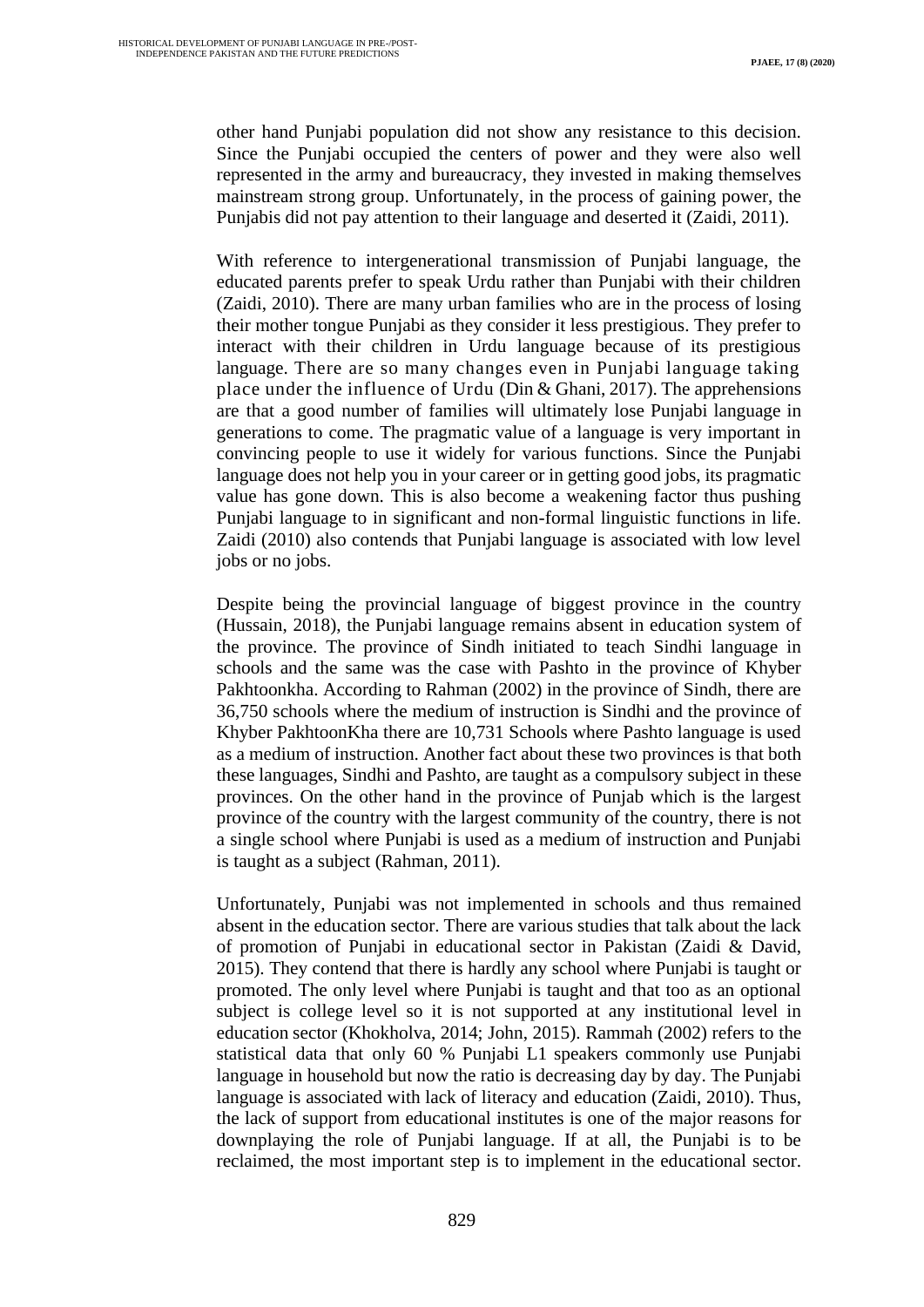other hand Punjabi population did not show any resistance to this decision. Since the Punjabi occupied the centers of power and they were also well represented in the army and bureaucracy, they invested in making themselves mainstream strong group. Unfortunately, in the process of gaining power, the Punjabis did not pay attention to their language and deserted it (Zaidi, 2011).

With reference to intergenerational transmission of Punjabi language, the educated parents prefer to speak Urdu rather than Punjabi with their children (Zaidi, 2010). There are many urban families who are in the process of losing their mother tongue Punjabi as they consider it less prestigious. They prefer to interact with their children in Urdu language because of its prestigious language. There are so many changes even in Punjabi language taking place under the influence of Urdu (Din & Ghani, 2017). The apprehensions are that a good number of families will ultimately lose Punjabi language in generations to come. The pragmatic value of a language is very important in convincing people to use it widely for various functions. Since the Punjabi language does not help you in your career or in getting good jobs, its pragmatic value has gone down. This is also become a weakening factor thus pushing Punjabi language to in significant and non-formal linguistic functions in life. Zaidi (2010) also contends that Punjabi language is associated with low level jobs or no jobs.

Despite being the provincial language of biggest province in the country (Hussain, 2018), the Punjabi language remains absent in education system of the province. The province of Sindh initiated to teach Sindhi language in schools and the same was the case with Pashto in the province of Khyber Pakhtoonkha. According to Rahman (2002) in the province of Sindh, there are 36,750 schools where the medium of instruction is Sindhi and the province of Khyber PakhtoonKha there are 10,731 Schools where Pashto language is used as a medium of instruction. Another fact about these two provinces is that both these languages, Sindhi and Pashto, are taught as a compulsory subject in these provinces. On the other hand in the province of Punjab which is the largest province of the country with the largest community of the country, there is not a single school where Punjabi is used as a medium of instruction and Punjabi is taught as a subject (Rahman, 2011).

Unfortunately, Punjabi was not implemented in schools and thus remained absent in the education sector. There are various studies that talk about the lack of promotion of Punjabi in educational sector in Pakistan (Zaidi & David, 2015). They contend that there is hardly any school where Punjabi is taught or promoted. The only level where Punjabi is taught and that too as an optional subject is college level so it is not supported at any institutional level in education sector (Khokholva, 2014; John, 2015). Rammah (2002) refers to the statistical data that only 60 % Punjabi L1 speakers commonly use Punjabi language in household but now the ratio is decreasing day by day. The Punjabi language is associated with lack of literacy and education (Zaidi, 2010). Thus, the lack of support from educational institutes is one of the major reasons for downplaying the role of Punjabi language. If at all, the Punjabi is to be reclaimed, the most important step is to implement in the educational sector.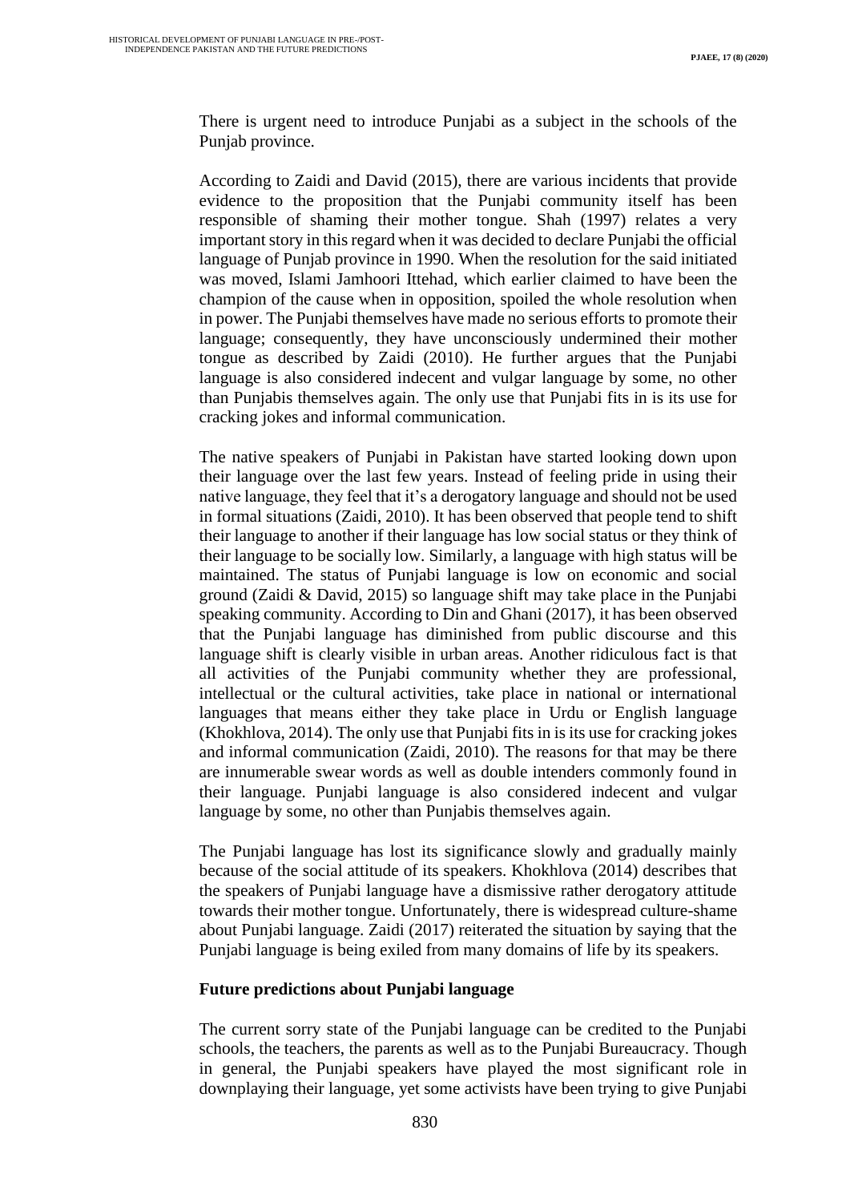There is urgent need to introduce Punjabi as a subject in the schools of the Punjab province.

According to Zaidi and David (2015), there are various incidents that provide evidence to the proposition that the Punjabi community itself has been responsible of shaming their mother tongue. Shah (1997) relates a very important story in this regard when it was decided to declare Punjabi the official language of Punjab province in 1990. When the resolution for the said initiated was moved, Islami Jamhoori Ittehad, which earlier claimed to have been the champion of the cause when in opposition, spoiled the whole resolution when in power. The Punjabi themselves have made no serious efforts to promote their language; consequently, they have unconsciously undermined their mother tongue as described by Zaidi (2010). He further argues that the Punjabi language is also considered indecent and vulgar language by some, no other than Punjabis themselves again. The only use that Punjabi fits in is its use for cracking jokes and informal communication.

The native speakers of Punjabi in Pakistan have started looking down upon their language over the last few years. Instead of feeling pride in using their native language, they feel that it's a derogatory language and should not be used in formal situations (Zaidi, 2010). It has been observed that people tend to shift their language to another if their language has low social status or they think of their language to be socially low. Similarly, a language with high status will be maintained. The status of Punjabi language is low on economic and social ground (Zaidi & David, 2015) so language shift may take place in the Punjabi speaking community. According to Din and Ghani (2017), it has been observed that the Punjabi language has diminished from public discourse and this language shift is clearly visible in urban areas. Another ridiculous fact is that all activities of the Punjabi community whether they are professional, intellectual or the cultural activities, take place in national or international languages that means either they take place in Urdu or English language (Khokhlova, 2014). The only use that Punjabi fits in is its use for cracking jokes and informal communication (Zaidi, 2010). The reasons for that may be there are innumerable swear words as well as double intenders commonly found in their language. Punjabi language is also considered indecent and vulgar language by some, no other than Punjabis themselves again.

The Punjabi language has lost its significance slowly and gradually mainly because of the social attitude of its speakers. Khokhlova (2014) describes that the speakers of Punjabi language have a dismissive rather derogatory attitude towards their mother tongue. Unfortunately, there is widespread culture-shame about Punjabi language. Zaidi (2017) reiterated the situation by saying that the Punjabi language is being exiled from many domains of life by its speakers.

**Future predictions about Punjabi language**

The current sorry state of the Punjabi language can be credited to the Punjabi schools, the teachers, the parents as well as to the Punjabi Bureaucracy. Though in general, the Punjabi speakers have played the most significant role in downplaying their language, yet some activists have been trying to give Punjabi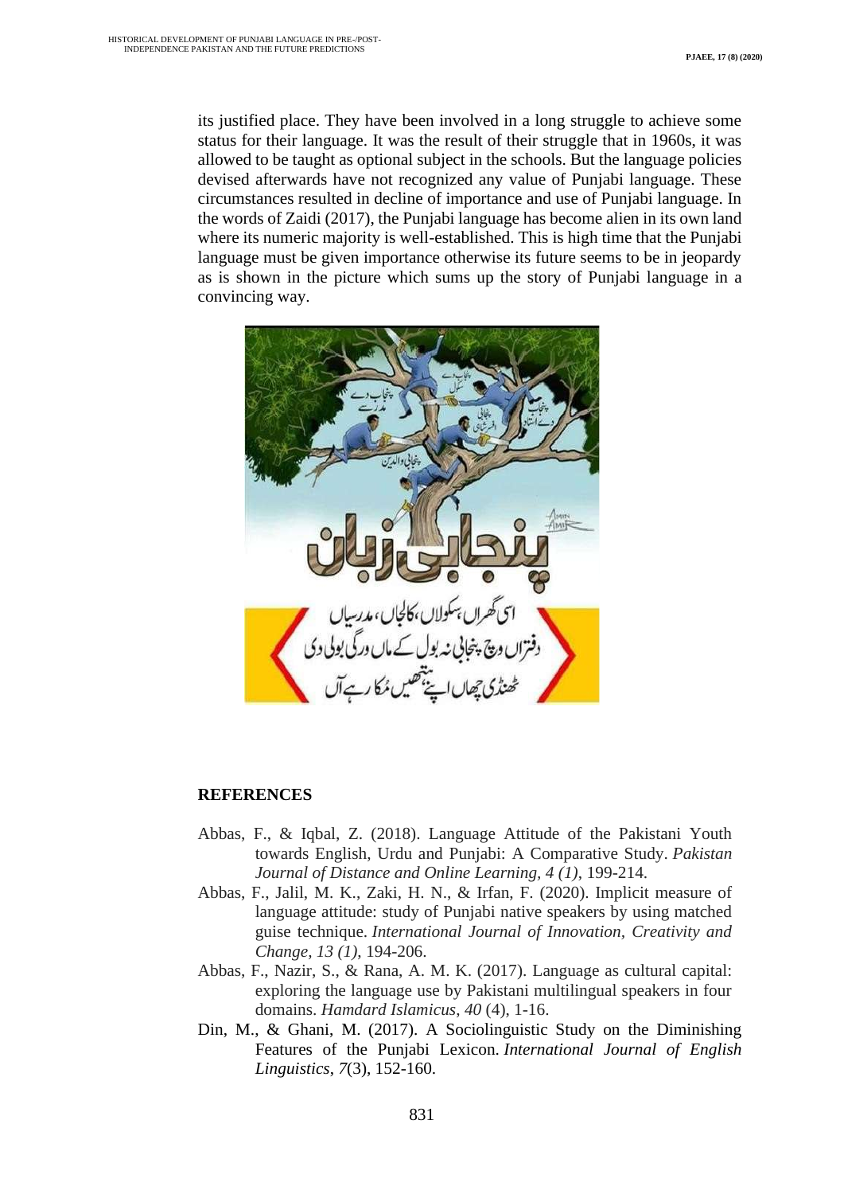its justified place. They have been involved in a long struggle to achieve some status for their language. It was the result of their struggle that in 1960s, it was allowed to be taught as optional subject in the schools. But the language policies devised afterwards have not recognized any value of Punjabi language. These circumstances resulted in decline of importance and use of Punjabi language. In the words of Zaidi (2017), the Punjabi language has become alien in its own land where its numeric majority is well-established. This is high time that the Punjabi language must be given importance otherwise its future seems to be in jeopardy as is shown in the picture which sums up the story of Punjabi language in a convincing way.

## REFERENCES

Abbas, F., & Iqbal, Z. (2018). Language Attitude of the Pakistani Youth towards English, Urdu and Punjabi: A Comparative Study. *Pakistan Journal of Distance and Online Learning, 4 (1)*, 199-214.

Abbas, F., Jalil, M. K., Zaki, H. N., & Irfan, F. (2020). Implicit measure of language attitude: study of Punjabi native speakers by using matched guise technique. *International Journal of Innovation, Creativity and Change, 13 (1)*, 194-206.

Abbas, F., Nazir, S., & Rana, A. M. K. (2017). Language as cultural capital: exploring the language use by Pakistani multilingual speakers in four domains. *Hamdard Islamicus, 40* (4), 1-16.

Din, M., & Ghani, M. (2017). A Sociolinguistic Study on the Diminishing Features of the Punjabi Lexicon. *International Journal of English Linguistics*, *7*(3), 152-160.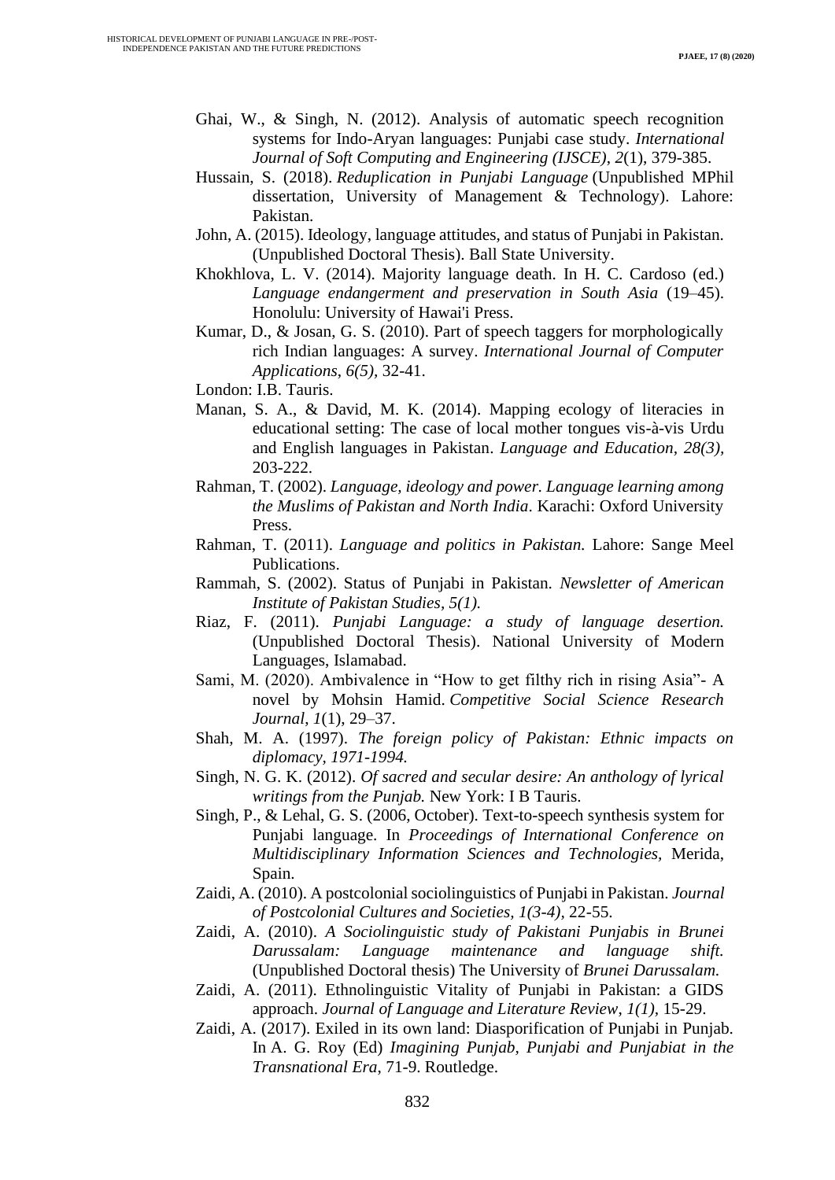Ghai, W., & Singh, N. (2012). Analysis of automatic speech recognition systems for Indo-Aryan languages: Punjabi case study. *International Journal of Soft Computing and Engineering (IJSCE)*, *2*(1), 379-385.

Hussain, S. (2018). *Reduplication in Punjabi Language* (Unpublished MPhil dissertation, University of Management & Technology). Lahore: Pakistan.

John, A. (2015). Ideology, language attitudes, and status of Punjabi in Pakistan. (Unpublished Doctoral Thesis). Ball State University.

Khokhlova, L. V. (2014). Majority language death. In H. C. Cardoso (ed.) *Language endangerment and preservation in South Asia* (19–45). Honolulu: University of Hawai'i Press.

Kumar, D., & Josan, G. S. (2010). Part of speech taggers for morphologically rich Indian languages: A survey. *International Journal of Computer Applications*, *6(5)*, 32-41.

London: I.B. Tauris.

Manan, S. A., & David, M. K. (2014). Mapping ecology of literacies in educational setting: The case of local mother tongues vis-à-vis Urdu and English languages in Pakistan. *Language and Education, 28(3),* 203-222.

Rahman, T. (2002). *Language, ideology and power. Language learning among the Muslims of Pakistan and North India*. Karachi: Oxford University Press.

Rahman, T. (2011). *Language and politics in Pakistan.* Lahore: Sange Meel Publications.

Rammah, S. (2002). Status of Punjabi in Pakistan. *Newsletter of American Institute of Pakistan Studies, 5(1).*

Riaz, F. (2011). *Punjabi Language: a study of language desertion.* (Unpublished Doctoral Thesis). National University of Modern Languages, Islamabad.

Sami, M. (2020). Ambivalence in "How to get filthy rich in rising Asia"- A novel by Mohsin Hamid. *Competitive Social Science Research Journal*, *1*(1), 29–37.

Shah, M. A. (1997). *The foreign policy of Pakistan: Ethnic impacts on diplomacy, 1971-1994.*

Singh, N. G. K. (2012). *Of sacred and secular desire: An anthology of lyrical writings from the Punjab.* New York: I B Tauris.

Singh, P., & Lehal, G. S. (2006, October). Text-to-speech synthesis system for Punjabi language. In *Proceedings of International Conference on Multidisciplinary Information Sciences and Technologies*, Merida, Spain.

Zaidi, A. (2010). A postcolonial sociolinguistics of Punjabi in Pakistan. *Journal of Postcolonial Cultures and Societies, 1(3-4)*, 22-55.

Zaidi, A. (2010). *A Sociolinguistic study of Pakistani Punjabis in Brunei Darussalam: Language maintenance and language shift.* (Unpublished Doctoral thesis) The University of *Brunei Darussalam.*

Zaidi, A. (2011). Ethnolinguistic Vitality of Punjabi in Pakistan: a GIDS approach. *Journal of Language and Literature Review, 1(1)*, 15-29.

Zaidi, A. (2017). Exiled in its own land: Diasporification of Punjabi in Punjab. In A. G. Roy (Ed) *Imagining Punjab, Punjabi and Punjabiat in the Transnational Era*, 71-9. Routledge.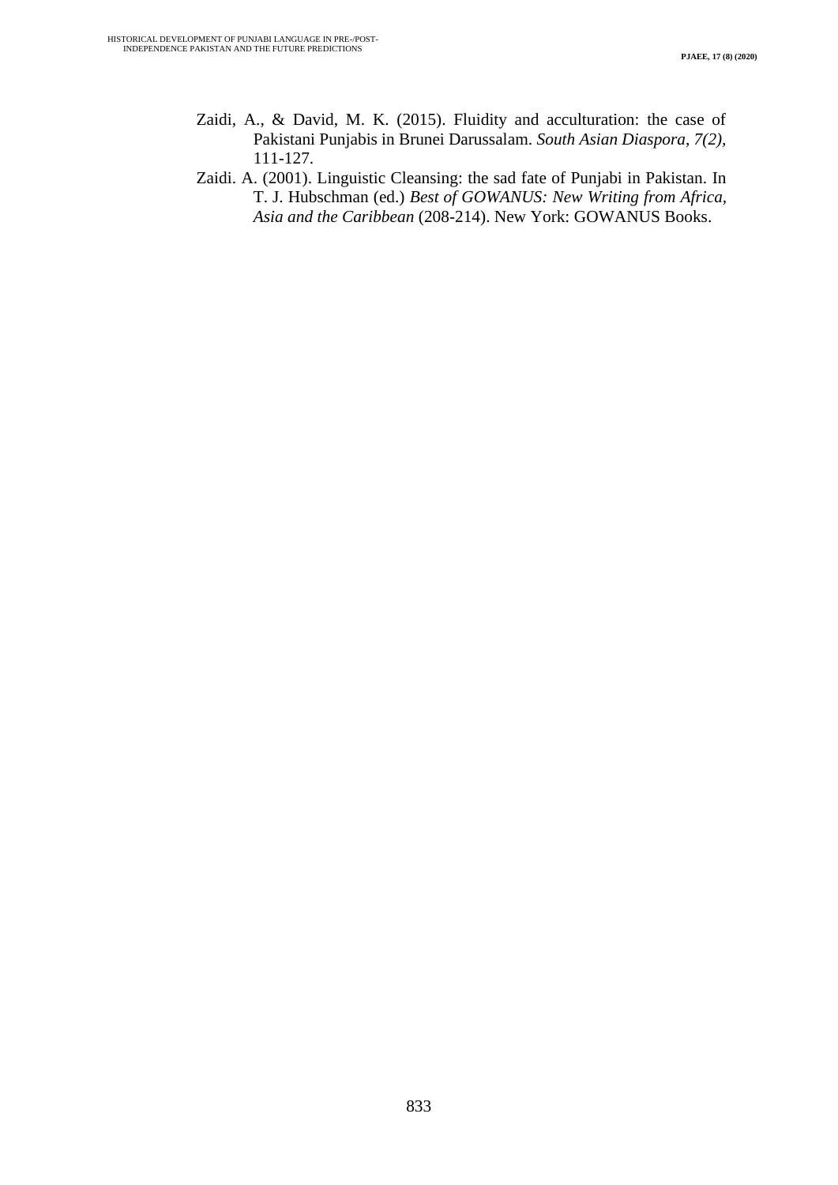Zaidi, A., & David, M. K. (2015). Fluidity and acculturation: the case of Pakistani Punjabis in Brunei Darussalam. *South Asian Diaspora*, *7(2)*, 111-127.

Zaidi. A. (2001). Linguistic Cleansing: the sad fate of Punjabi in Pakistan. In T. J. Hubschman (ed.) *Best of GOWANUS: New Writing from Africa, Asia and the Caribbean* (208-214). New York: GOWANUS Books.